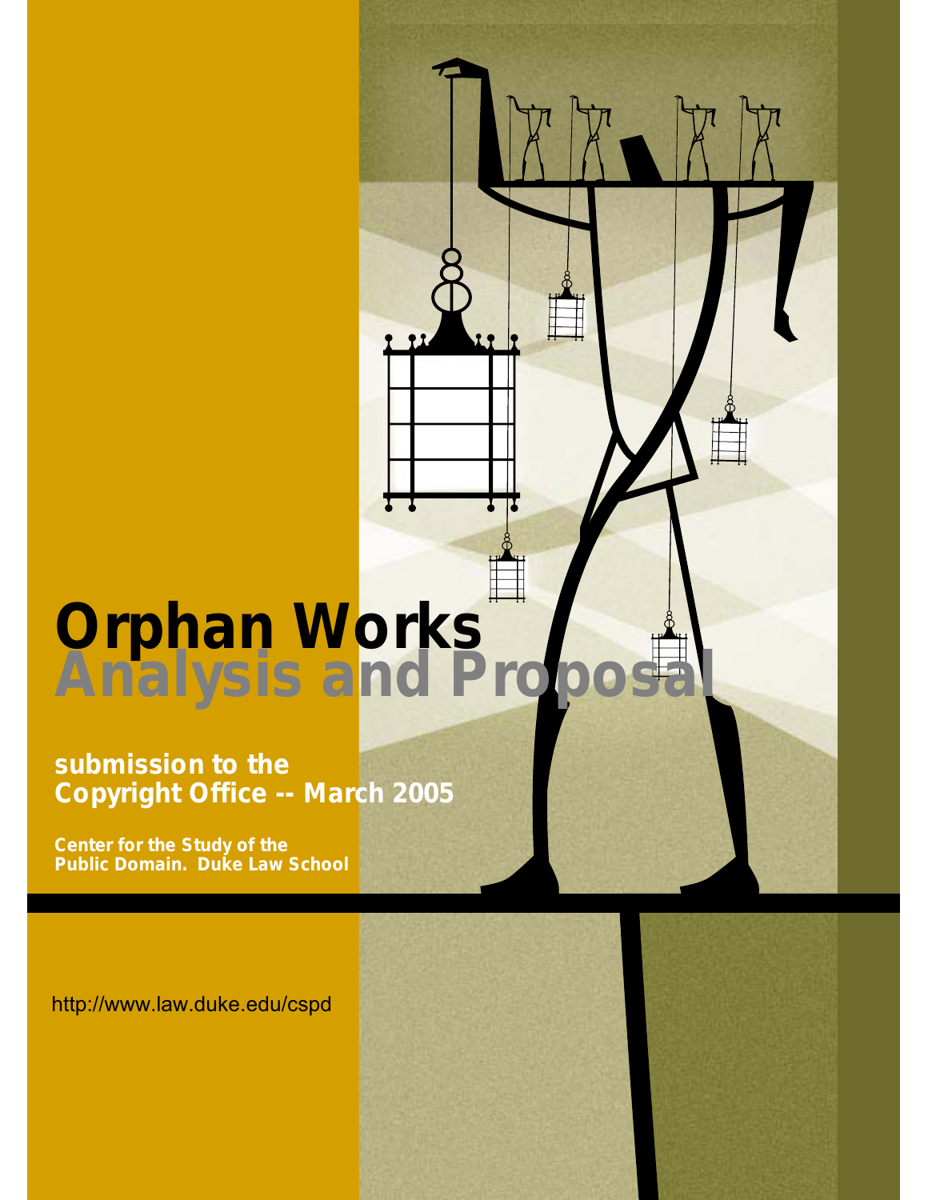# Orphan Works

## Analysis and Proposal

**submission to the Copyright Office -- March 2005**

**Center for the Study of the Public Domain. Duke Law School**

http://www.law.duke.edu/cspd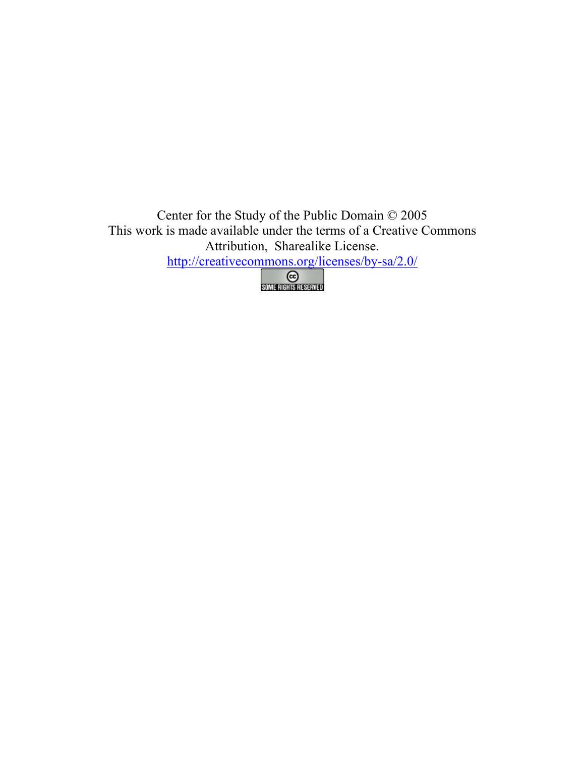Center for the Study of the Public Domain © 2005
This work is made available under the terms of a Creative Commons Attribution, Sharealike License.
http://creativecommons.org/licenses/by-sa/2.0/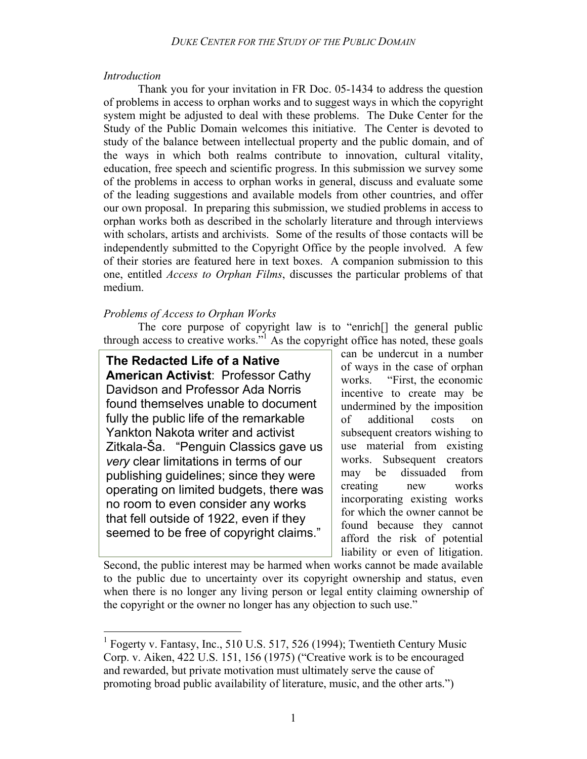*Introduction*

Thank you for your invitation in FR Doc. 05-1434 to address the question of problems in access to orphan works and to suggest ways in which the copyright system might be adjusted to deal with these problems. The Duke Center for the Study of the Public Domain welcomes this initiative. The Center is devoted to study of the balance between intellectual property and the public domain, and of the ways in which both realms contribute to innovation, cultural vitality, education, free speech and scientific progress. In this submission we survey some of the problems in access to orphan works in general, discuss and evaluate some of the leading suggestions and available models from other countries, and offer our own proposal. In preparing this submission, we studied problems in access to orphan works both as described in the scholarly literature and through interviews with scholars, artists and archivists. Some of the results of those contacts will be independently submitted to the Copyright Office by the people involved. A few of their stories are featured here in text boxes. A companion submission to this one, entitled *Access to Orphan Films*, discusses the particular problems of that medium.

*Problems of Access to Orphan Works*

The core purpose of copyright law is to "enrich[] the general public through access to creative works."[1] As the copyright office has noted, these goals can be undercut in a number of ways in the case of orphan works. "First, the economic incentive to create may be undermined by the imposition of additional costs on subsequent creators wishing to use material from existing works. Subsequent creators may be dissuaded from creating new works incorporating existing works for which the owner cannot be found because they cannot afford the risk of potential liability or even of litigation. Second, the public interest may be harmed when works cannot be made available to the public due to uncertainty over its copyright ownership and status, even when there is no longer any living person or legal entity claiming ownership of the copyright or the owner no longer has any objection to such use."

> **The Redacted Life of a Native American Activist**: Professor Cathy Davidson and Professor Ada Norris found themselves unable to document fully the public life of the remarkable Yankton Nakota writer and activist Zitkala-Ša. "Penguin Classics gave us *very* clear limitations in terms of our publishing guidelines; since they were operating on limited budgets, there was no room to even consider any works that fell outside of 1922, even if they seemed to be free of copyright claims."

[1] Fogerty v. Fantasy, Inc., 510 U.S. 517, 526 (1994); Twentieth Century Music Corp. v. Aiken, 422 U.S. 151, 156 (1975) ("Creative work is to be encouraged and rewarded, but private motivation must ultimately serve the cause of promoting broad public availability of literature, music, and the other arts.")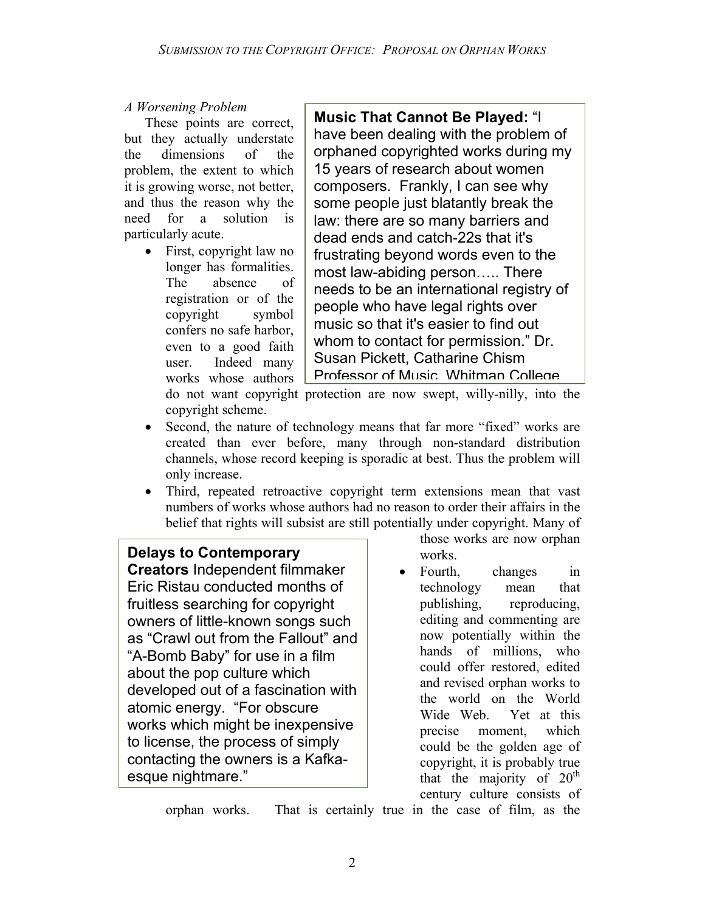*A Worsening Problem*

These points are correct, but they actually understate the dimensions of the problem, the extent to which it is growing worse, not better, and thus the reason why the need for a solution is particularly acute.

- First, copyright law no longer has formalities. The absence of registration or of the copyright symbol confers no safe harbor, even to a good faith user. Indeed many works whose authors do not want copyright protection are now swept, willy-nilly, into the copyright scheme.
- Second, the nature of technology means that far more "fixed" works are created than ever before, many through non-standard distribution channels, whose record keeping is sporadic at best. Thus the problem will only increase.
- Third, repeated retroactive copyright term extensions mean that vast numbers of works whose authors had no reason to order their affairs in the belief that rights will subsist are still potentially under copyright. Many of those works are now orphan works.
- Fourth, changes in technology mean that publishing, reproducing, editing and commenting are now potentially within the hands of millions, who could offer restored, edited and revised orphan works to the world on the World Wide Web. Yet at this precise moment, which could be the golden age of copyright, it is probably true that the majority of 20th century culture consists of orphan works. That is certainly true in the case of film, as the

**Music That Cannot Be Played:** "I have been dealing with the problem of orphaned copyrighted works during my 15 years of research about women composers. Frankly, I can see why some people just blatantly break the law: there are so many barriers and dead ends and catch-22s that it's frustrating beyond words even to the most law-abiding person….. There needs to be an international registry of people who have legal rights over music so that it's easier to find out whom to contact for permission." Dr. Susan Pickett, Catharine Chism Professor of Music, Whitman College

**Delays to Contemporary Creators** Independent filmmaker Eric Ristau conducted months of fruitless searching for copyright owners of little-known songs such as "Crawl out from the Fallout" and "A-Bomb Baby" for use in a film about the pop culture which developed out of a fascination with atomic energy. "For obscure works which might be inexpensive to license, the process of simply contacting the owners is a Kafka-esque nightmare."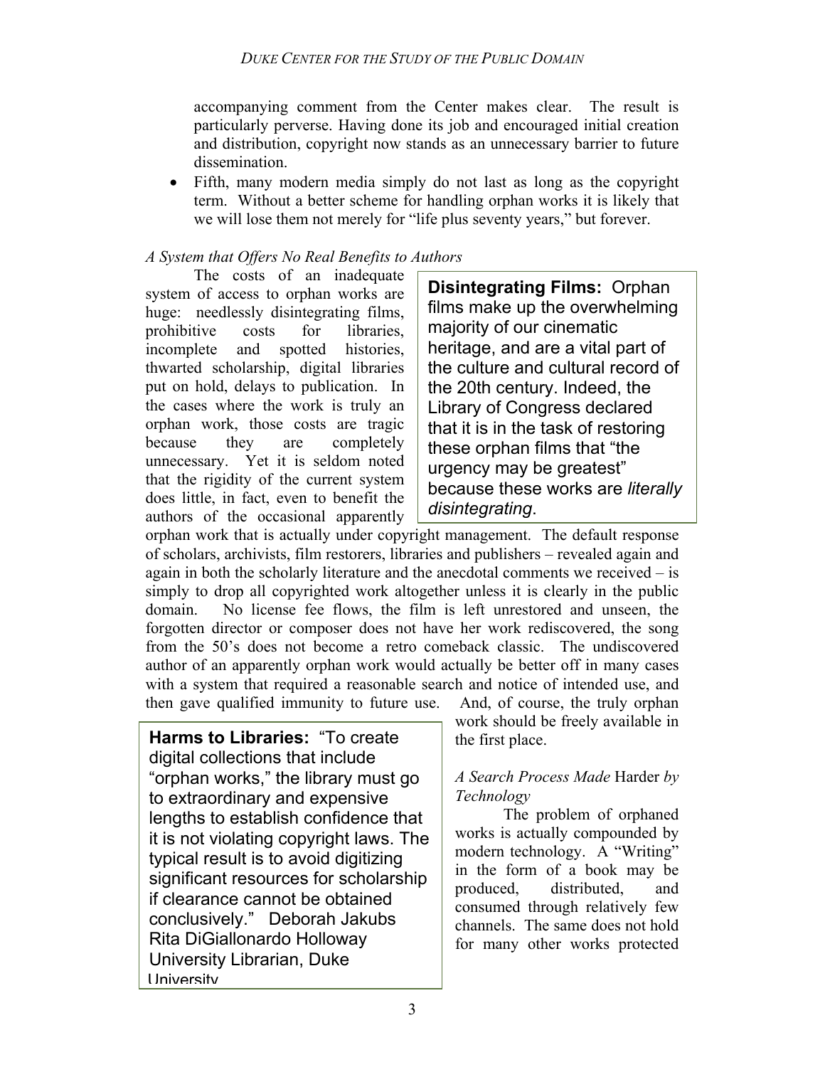accompanying comment from the Center makes clear. The result is particularly perverse. Having done its job and encouraged initial creation and distribution, copyright now stands as an unnecessary barrier to future dissemination.

- Fifth, many modern media simply do not last as long as the copyright term. Without a better scheme for handling orphan works it is likely that we will lose them not merely for "life plus seventy years," but forever.

*A System that Offers No Real Benefits to Authors*

The costs of an inadequate system of access to orphan works are huge: needlessly disintegrating films, prohibitive costs for libraries, incomplete and spotted histories, thwarted scholarship, digital libraries put on hold, delays to publication. In the cases where the work is truly an orphan work, those costs are tragic because they are completely unnecessary. Yet it is seldom noted that the rigidity of the current system does little, in fact, even to benefit the authors of the occasional apparently orphan work that is actually under copyright management. The default response of scholars, archivists, film restorers, libraries and publishers – revealed again and again in both the scholarly literature and the anecdotal comments we received – is simply to drop all copyrighted work altogether unless it is clearly in the public domain. No license fee flows, the film is left unrestored and unseen, the forgotten director or composer does not have her work rediscovered, the song from the 50's does not become a retro comeback classic. The undiscovered author of an apparently orphan work would actually be better off in many cases with a system that required a reasonable search and notice of intended use, and then gave qualified immunity to future use. And, of course, the truly orphan work should be freely available in the first place.

> **Disintegrating Films:** Orphan films make up the overwhelming majority of our cinematic heritage, and are a vital part of the culture and cultural record of the 20th century. Indeed, the Library of Congress declared that it is in the task of restoring these orphan films that "the urgency may be greatest" because these works are *literally disintegrating*.

> **Harms to Libraries:** "To create digital collections that include "orphan works," the library must go to extraordinary and expensive lengths to establish confidence that it is not violating copyright laws. The typical result is to avoid digitizing significant resources for scholarship if clearance cannot be obtained conclusively." Deborah Jakubs Rita DiGiallonardo Holloway University Librarian, Duke University

*A Search Process Made* Harder *by Technology*

The problem of orphaned works is actually compounded by modern technology. A "Writing" in the form of a book may be produced, distributed, and consumed through relatively few channels. The same does not hold for many other works protected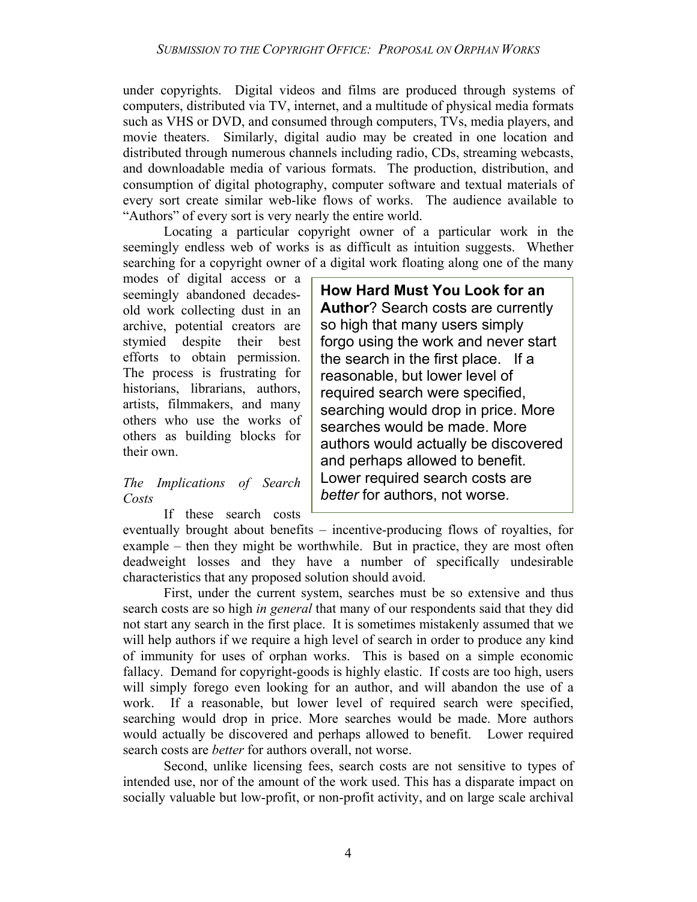under copyrights. Digital videos and films are produced through systems of computers, distributed via TV, internet, and a multitude of physical media formats such as VHS or DVD, and consumed through computers, TVs, media players, and movie theaters. Similarly, digital audio may be created in one location and distributed through numerous channels including radio, CDs, streaming webcasts, and downloadable media of various formats. The production, distribution, and consumption of digital photography, computer software and textual materials of every sort create similar web-like flows of works. The audience available to "Authors" of every sort is very nearly the entire world.

Locating a particular copyright owner of a particular work in the seemingly endless web of works is as difficult as intuition suggests. Whether searching for a copyright owner of a digital work floating along one of the many modes of digital access or a seemingly abandoned decades-old work collecting dust in an archive, potential creators are stymied despite their best efforts to obtain permission. The process is frustrating for historians, librarians, authors, artists, filmmakers, and many others who use the works of others as building blocks for their own.

> **How Hard Must You Look for an Author**? Search costs are currently so high that many users simply forgo using the work and never start the search in the first place. If a reasonable, but lower level of required search were specified, searching would drop in price. More searches would be made. More authors would actually be discovered and perhaps allowed to benefit. Lower required search costs are *better* for authors, not worse.

*The Implications of Search Costs*

If these search costs eventually brought about benefits – incentive-producing flows of royalties, for example – then they might be worthwhile. But in practice, they are most often deadweight losses and they have a number of specifically undesirable characteristics that any proposed solution should avoid.

First, under the current system, searches must be so extensive and thus search costs are so high *in general* that many of our respondents said that they did not start any search in the first place. It is sometimes mistakenly assumed that we will help authors if we require a high level of search in order to produce any kind of immunity for uses of orphan works. This is based on a simple economic fallacy. Demand for copyright-goods is highly elastic. If costs are too high, users will simply forego even looking for an author, and will abandon the use of a work. If a reasonable, but lower level of required search were specified, searching would drop in price. More searches would be made. More authors would actually be discovered and perhaps allowed to benefit. Lower required search costs are *better* for authors overall, not worse.

Second, unlike licensing fees, search costs are not sensitive to types of intended use, nor of the amount of the work used. This has a disparate impact on socially valuable but low-profit, or non-profit activity, and on large scale archival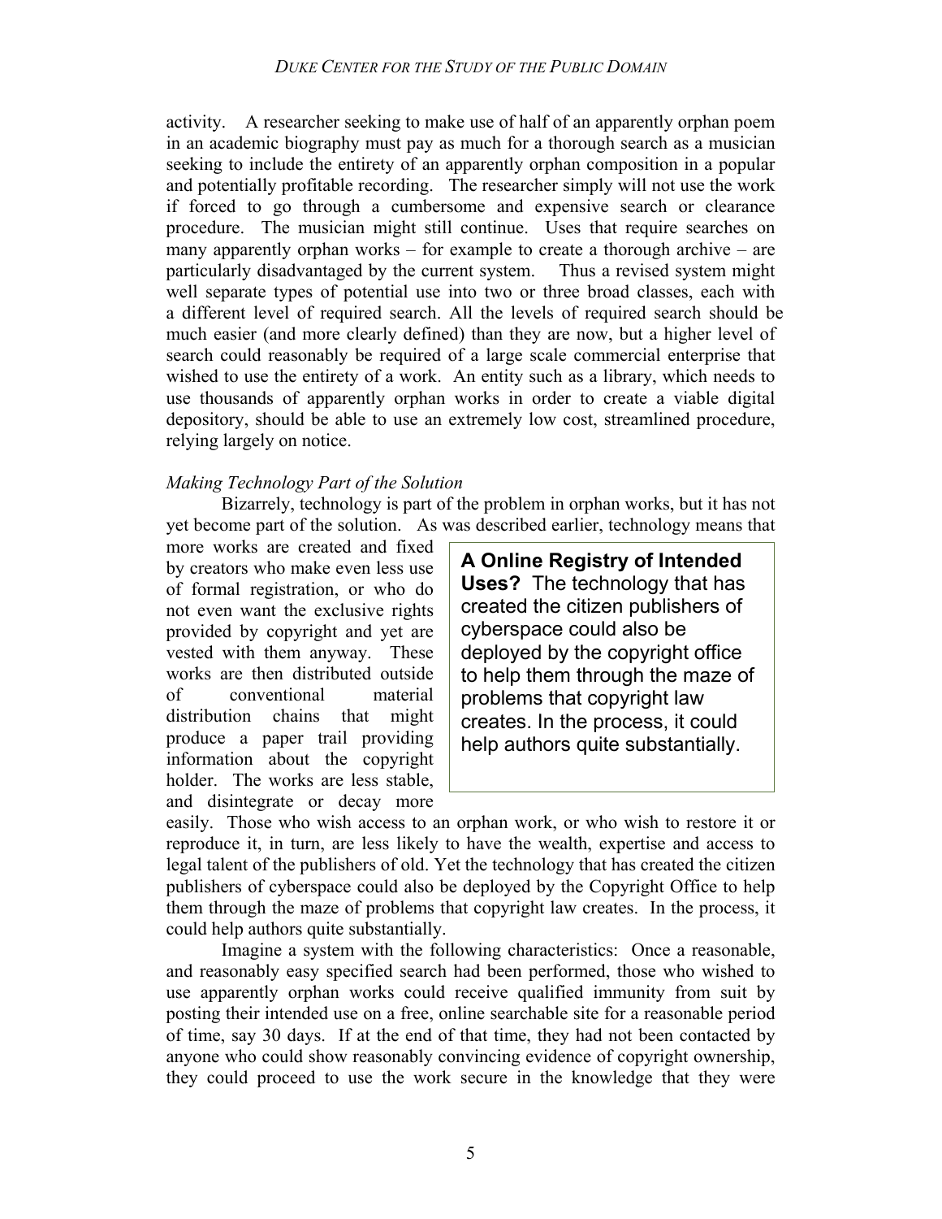activity. A researcher seeking to make use of half of an apparently orphan poem in an academic biography must pay as much for a thorough search as a musician seeking to include the entirety of an apparently orphan composition in a popular and potentially profitable recording. The researcher simply will not use the work if forced to go through a cumbersome and expensive search or clearance procedure. The musician might still continue. Uses that require searches on many apparently orphan works – for example to create a thorough archive – are particularly disadvantaged by the current system. Thus a revised system might well separate types of potential use into two or three broad classes, each with a different level of required search. All the levels of required search should be much easier (and more clearly defined) than they are now, but a higher level of search could reasonably be required of a large scale commercial enterprise that wished to use the entirety of a work. An entity such as a library, which needs to use thousands of apparently orphan works in order to create a viable digital depository, should be able to use an extremely low cost, streamlined procedure, relying largely on notice.

*Making Technology Part of the Solution*

Bizarrely, technology is part of the problem in orphan works, but it has not yet become part of the solution. As was described earlier, technology means that more works are created and fixed by creators who make even less use of formal registration, or who do not even want the exclusive rights provided by copyright and yet are vested with them anyway. These works are then distributed outside of conventional material distribution chains that might produce a paper trail providing information about the copyright holder. The works are less stable, and disintegrate or decay more easily. Those who wish access to an orphan work, or who wish to restore it or reproduce it, in turn, are less likely to have the wealth, expertise and access to legal talent of the publishers of old. Yet the technology that has created the citizen publishers of cyberspace could also be deployed by the Copyright Office to help them through the maze of problems that copyright law creates. In the process, it could help authors quite substantially.

> **A Online Registry of Intended Uses?** The technology that has created the citizen publishers of cyberspace could also be deployed by the copyright office to help them through the maze of problems that copyright law creates. In the process, it could help authors quite substantially.

Imagine a system with the following characteristics: Once a reasonable, and reasonably easy specified search had been performed, those who wished to use apparently orphan works could receive qualified immunity from suit by posting their intended use on a free, online searchable site for a reasonable period of time, say 30 days. If at the end of that time, they had not been contacted by anyone who could show reasonably convincing evidence of copyright ownership, they could proceed to use the work secure in the knowledge that they were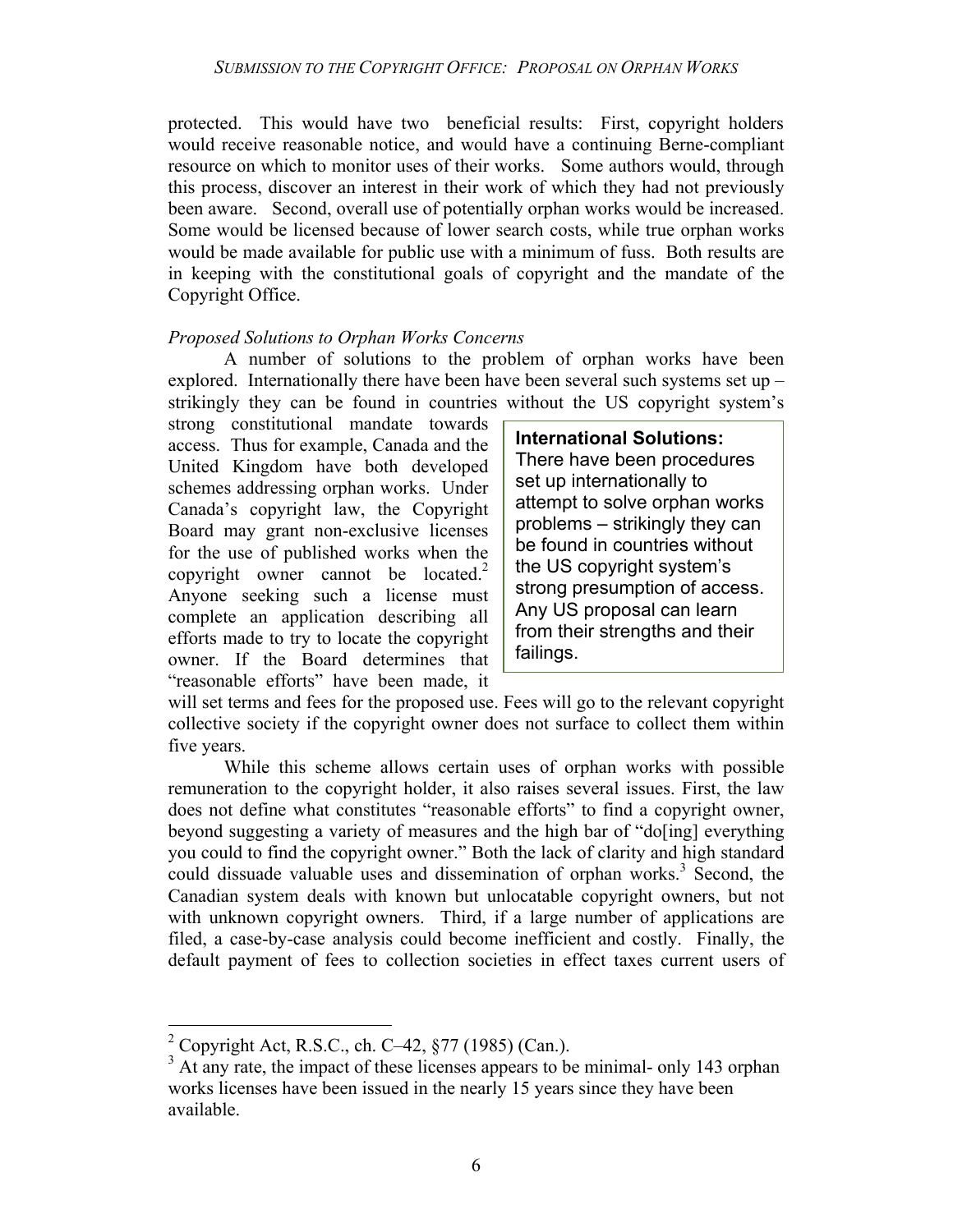protected. This would have two beneficial results: First, copyright holders would receive reasonable notice, and would have a continuing Berne-compliant resource on which to monitor uses of their works. Some authors would, through this process, discover an interest in their work of which they had not previously been aware. Second, overall use of potentially orphan works would be increased. Some would be licensed because of lower search costs, while true orphan works would be made available for public use with a minimum of fuss. Both results are in keeping with the constitutional goals of copyright and the mandate of the Copyright Office.

*Proposed Solutions to Orphan Works Concerns*

A number of solutions to the problem of orphan works have been explored. Internationally there have been have been several such systems set up – strikingly they can be found in countries without the US copyright system's strong constitutional mandate towards access. Thus for example, Canada and the United Kingdom have both developed schemes addressing orphan works. Under Canada's copyright law, the Copyright Board may grant non-exclusive licenses for the use of published works when the copyright owner cannot be located.[2] Anyone seeking such a license must complete an application describing all efforts made to try to locate the copyright owner. If the Board determines that "reasonable efforts" have been made, it will set terms and fees for the proposed use. Fees will go to the relevant copyright collective society if the copyright owner does not surface to collect them within five years.

> **International Solutions:** There have been procedures set up internationally to attempt to solve orphan works problems – strikingly they can be found in countries without the US copyright system's strong presumption of access. Any US proposal can learn from their strengths and their failings.

While this scheme allows certain uses of orphan works with possible remuneration to the copyright holder, it also raises several issues. First, the law does not define what constitutes "reasonable efforts" to find a copyright owner, beyond suggesting a variety of measures and the high bar of "do[ing] everything you could to find the copyright owner." Both the lack of clarity and high standard could dissuade valuable uses and dissemination of orphan works.[3] Second, the Canadian system deals with known but unlocatable copyright owners, but not with unknown copyright owners. Third, if a large number of applications are filed, a case-by-case analysis could become inefficient and costly. Finally, the default payment of fees to collection societies in effect taxes current users of

---

[2] Copyright Act, R.S.C., ch. C–42, §77 (1985) (Can.).

[3] At any rate, the impact of these licenses appears to be minimal- only 143 orphan works licenses have been issued in the nearly 15 years since they have been available.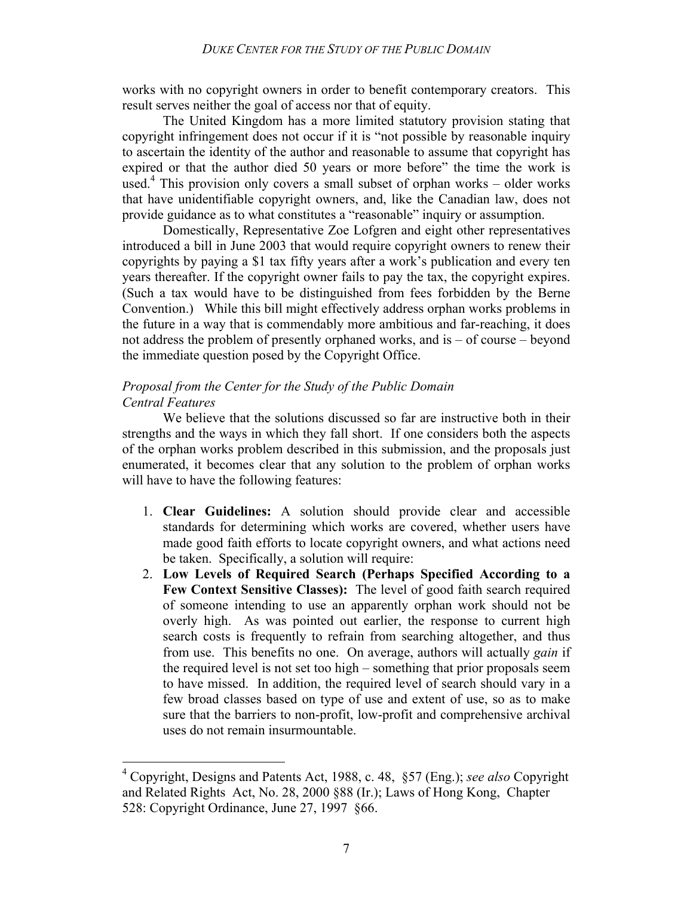works with no copyright owners in order to benefit contemporary creators. This result serves neither the goal of access nor that of equity.

The United Kingdom has a more limited statutory provision stating that copyright infringement does not occur if it is "not possible by reasonable inquiry to ascertain the identity of the author and reasonable to assume that copyright has expired or that the author died 50 years or more before" the time the work is used.[4] This provision only covers a small subset of orphan works – older works that have unidentifiable copyright owners, and, like the Canadian law, does not provide guidance as to what constitutes a "reasonable" inquiry or assumption.

Domestically, Representative Zoe Lofgren and eight other representatives introduced a bill in June 2003 that would require copyright owners to renew their copyrights by paying a $1 tax fifty years after a work's publication and every ten years thereafter. If the copyright owner fails to pay the tax, the copyright expires. (Such a tax would have to be distinguished from fees forbidden by the Berne Convention.) While this bill might effectively address orphan works problems in the future in a way that is commendably more ambitious and far-reaching, it does not address the problem of presently orphaned works, and is – of course – beyond the immediate question posed by the Copyright Office.

*Proposal from the Center for the Study of the Public Domain*
*Central Features*

We believe that the solutions discussed so far are instructive both in their strengths and the ways in which they fall short. If one considers both the aspects of the orphan works problem described in this submission, and the proposals just enumerated, it becomes clear that any solution to the problem of orphan works will have to have the following features:

1. **Clear Guidelines:** A solution should provide clear and accessible standards for determining which works are covered, whether users have made good faith efforts to locate copyright owners, and what actions need be taken. Specifically, a solution will require:
2. **Low Levels of Required Search (Perhaps Specified According to a Few Context Sensitive Classes):** The level of good faith search required of someone intending to use an apparently orphan work should not be overly high. As was pointed out earlier, the response to current high search costs is frequently to refrain from searching altogether, and thus from use. This benefits no one. On average, authors will actually *gain* if the required level is not set too high – something that prior proposals seem to have missed. In addition, the required level of search should vary in a few broad classes based on type of use and extent of use, so as to make sure that the barriers to non-profit, low-profit and comprehensive archival uses do not remain insurmountable.

[4] Copyright, Designs and Patents Act, 1988, c. 48, §57 (Eng.); *see also* Copyright and Related Rights Act, No. 28, 2000 §88 (Ir.); Laws of Hong Kong, Chapter 528: Copyright Ordinance, June 27, 1997 §66.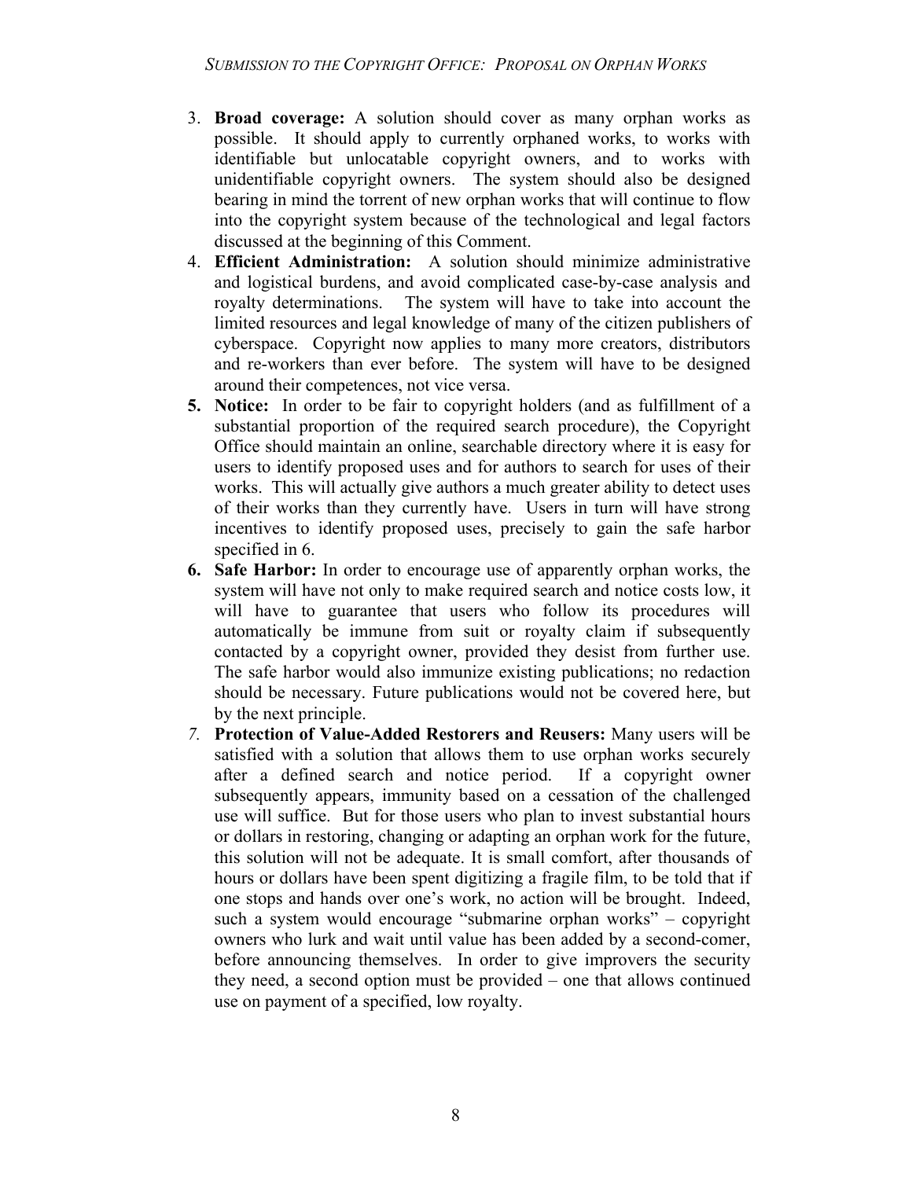3. **Broad coverage:** A solution should cover as many orphan works as possible. It should apply to currently orphaned works, to works with identifiable but unlocatable copyright owners, and to works with unidentifiable copyright owners. The system should also be designed bearing in mind the torrent of new orphan works that will continue to flow into the copyright system because of the technological and legal factors discussed at the beginning of this Comment.
4. **Efficient Administration:** A solution should minimize administrative and logistical burdens, and avoid complicated case-by-case analysis and royalty determinations. The system will have to take into account the limited resources and legal knowledge of many of the citizen publishers of cyberspace. Copyright now applies to many more creators, distributors and re-workers than ever before. The system will have to be designed around their competences, not vice versa.
5. **Notice:** In order to be fair to copyright holders (and as fulfillment of a substantial proportion of the required search procedure), the Copyright Office should maintain an online, searchable directory where it is easy for users to identify proposed uses and for authors to search for uses of their works. This will actually give authors a much greater ability to detect uses of their works than they currently have. Users in turn will have strong incentives to identify proposed uses, precisely to gain the safe harbor specified in 6.
6. **Safe Harbor:** In order to encourage use of apparently orphan works, the system will have not only to make required search and notice costs low, it will have to guarantee that users who follow its procedures will automatically be immune from suit or royalty claim if subsequently contacted by a copyright owner, provided they desist from further use. The safe harbor would also immunize existing publications; no redaction should be necessary. Future publications would not be covered here, but by the next principle.
7. **Protection of Value-Added Restorers and Reusers:** Many users will be satisfied with a solution that allows them to use orphan works securely after a defined search and notice period. If a copyright owner subsequently appears, immunity based on a cessation of the challenged use will suffice. But for those users who plan to invest substantial hours or dollars in restoring, changing or adapting an orphan work for the future, this solution will not be adequate. It is small comfort, after thousands of hours or dollars have been spent digitizing a fragile film, to be told that if one stops and hands over one's work, no action will be brought. Indeed, such a system would encourage "submarine orphan works" – copyright owners who lurk and wait until value has been added by a second-comer, before announcing themselves. In order to give improvers the security they need, a second option must be provided – one that allows continued use on payment of a specified, low royalty.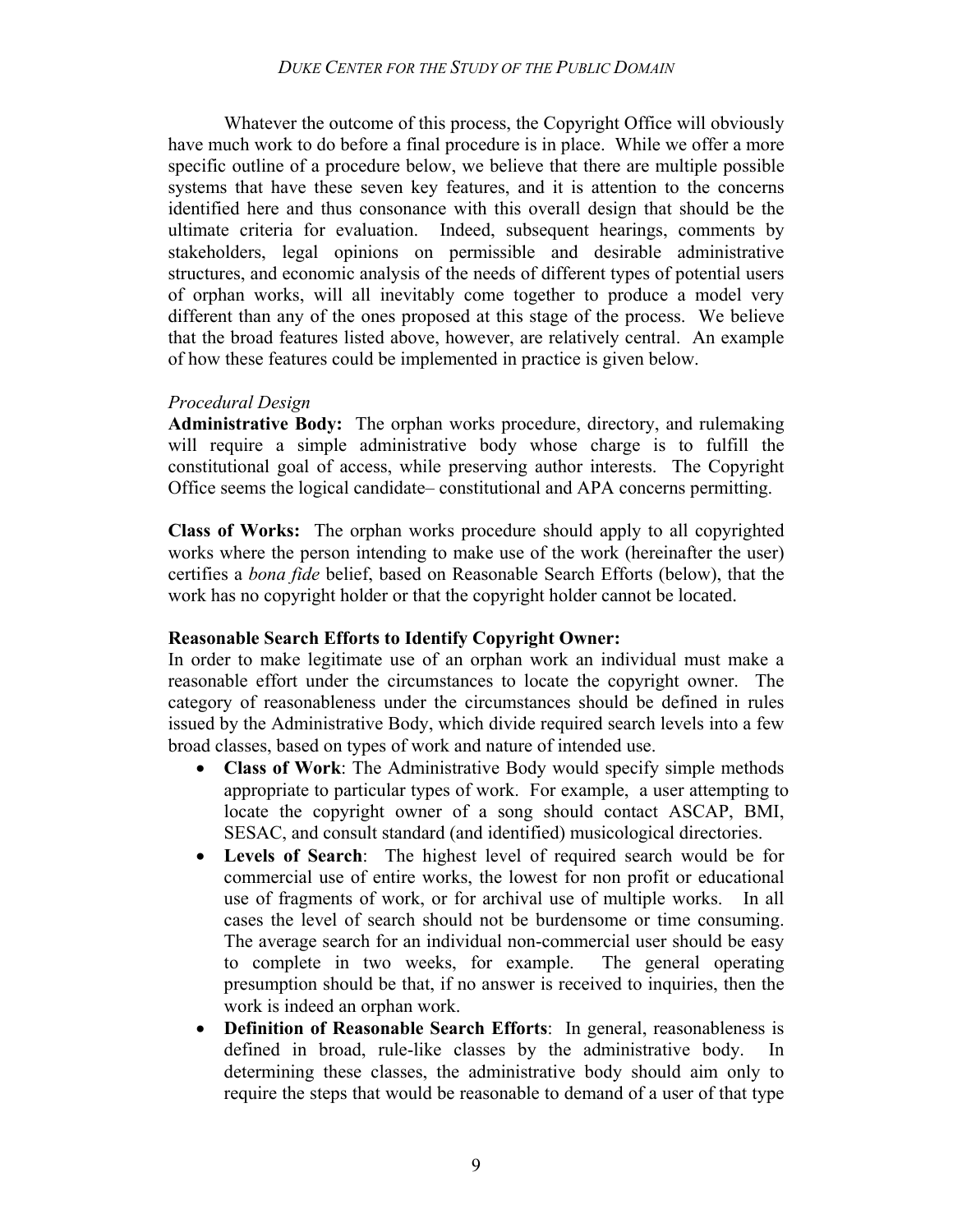Whatever the outcome of this process, the Copyright Office will obviously have much work to do before a final procedure is in place. While we offer a more specific outline of a procedure below, we believe that there are multiple possible systems that have these seven key features, and it is attention to the concerns identified here and thus consonance with this overall design that should be the ultimate criteria for evaluation. Indeed, subsequent hearings, comments by stakeholders, legal opinions on permissible and desirable administrative structures, and economic analysis of the needs of different types of potential users of orphan works, will all inevitably come together to produce a model very different than any of the ones proposed at this stage of the process. We believe that the broad features listed above, however, are relatively central. An example of how these features could be implemented in practice is given below.

*Procedural Design*

**Administrative Body:** The orphan works procedure, directory, and rulemaking will require a simple administrative body whose charge is to fulfill the constitutional goal of access, while preserving author interests. The Copyright Office seems the logical candidate– constitutional and APA concerns permitting.

**Class of Works:** The orphan works procedure should apply to all copyrighted works where the person intending to make use of the work (hereinafter the user) certifies a *bona fide* belief, based on Reasonable Search Efforts (below), that the work has no copyright holder or that the copyright holder cannot be located.

**Reasonable Search Efforts to Identify Copyright Owner:**

In order to make legitimate use of an orphan work an individual must make a reasonable effort under the circumstances to locate the copyright owner. The category of reasonableness under the circumstances should be defined in rules issued by the Administrative Body, which divide required search levels into a few broad classes, based on types of work and nature of intended use.

- **Class of Work**: The Administrative Body would specify simple methods appropriate to particular types of work. For example, a user attempting to locate the copyright owner of a song should contact ASCAP, BMI, SESAC, and consult standard (and identified) musicological directories.
- **Levels of Search**: The highest level of required search would be for commercial use of entire works, the lowest for non profit or educational use of fragments of work, or for archival use of multiple works. In all cases the level of search should not be burdensome or time consuming. The average search for an individual non-commercial user should be easy to complete in two weeks, for example. The general operating presumption should be that, if no answer is received to inquiries, then the work is indeed an orphan work.
- **Definition of Reasonable Search Efforts**: In general, reasonableness is defined in broad, rule-like classes by the administrative body. In determining these classes, the administrative body should aim only to require the steps that would be reasonable to demand of a user of that type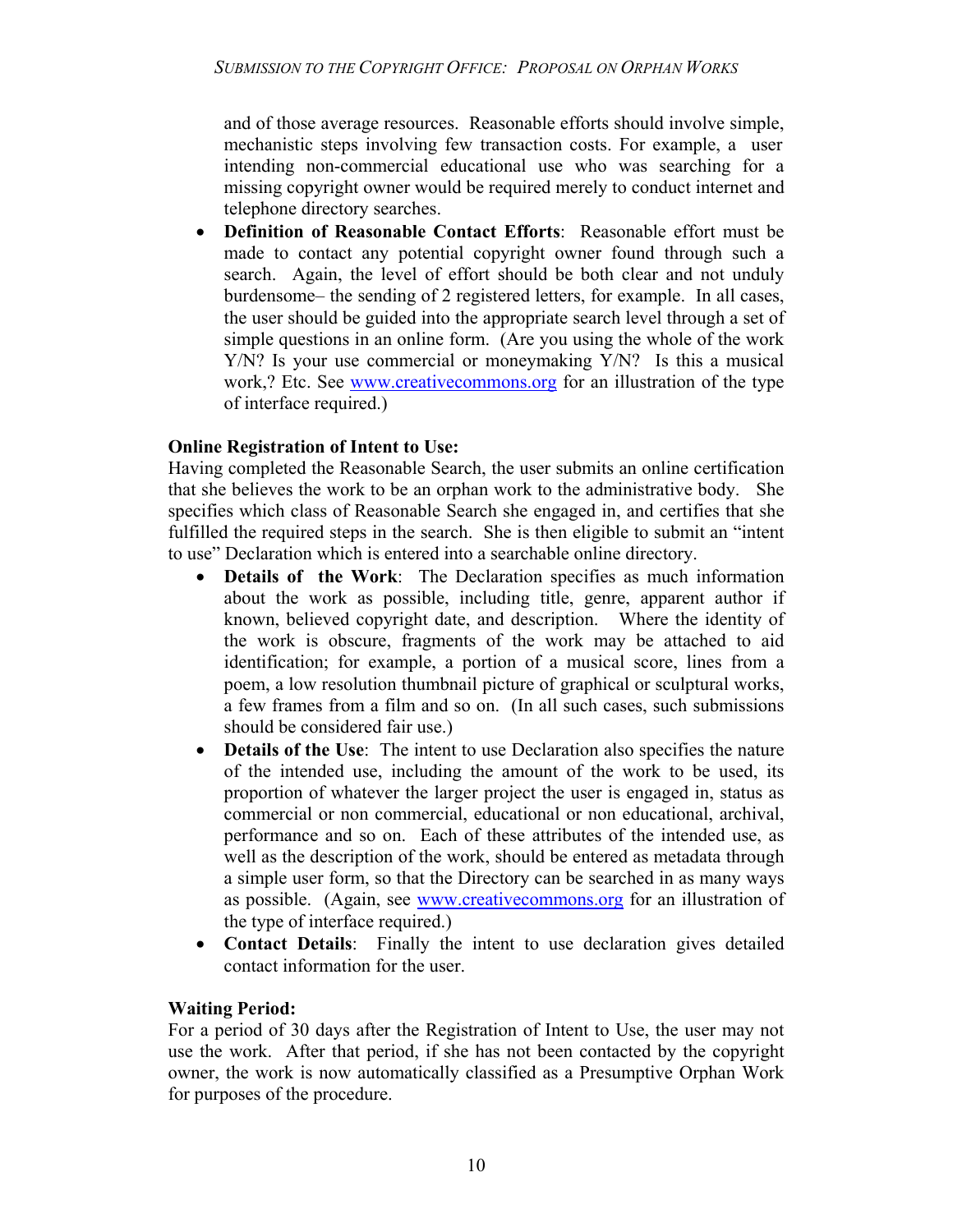and of those average resources. Reasonable efforts should involve simple, mechanistic steps involving few transaction costs. For example, a user intending non-commercial educational use who was searching for a missing copyright owner would be required merely to conduct internet and telephone directory searches.

- **Definition of Reasonable Contact Efforts**: Reasonable effort must be made to contact any potential copyright owner found through such a search. Again, the level of effort should be both clear and not unduly burdensome– the sending of 2 registered letters, for example. In all cases, the user should be guided into the appropriate search level through a set of simple questions in an online form. (Are you using the whole of the work Y/N? Is your use commercial or moneymaking Y/N? Is this a musical work,? Etc. See www.creativecommons.org for an illustration of the type of interface required.)

**Online Registration of Intent to Use:**
Having completed the Reasonable Search, the user submits an online certification that she believes the work to be an orphan work to the administrative body. She specifies which class of Reasonable Search she engaged in, and certifies that she fulfilled the required steps in the search. She is then eligible to submit an "intent to use" Declaration which is entered into a searchable online directory.

- **Details of the Work**: The Declaration specifies as much information about the work as possible, including title, genre, apparent author if known, believed copyright date, and description. Where the identity of the work is obscure, fragments of the work may be attached to aid identification; for example, a portion of a musical score, lines from a poem, a low resolution thumbnail picture of graphical or sculptural works, a few frames from a film and so on. (In all such cases, such submissions should be considered fair use.)
- **Details of the Use**: The intent to use Declaration also specifies the nature of the intended use, including the amount of the work to be used, its proportion of whatever the larger project the user is engaged in, status as commercial or non commercial, educational or non educational, archival, performance and so on. Each of these attributes of the intended use, as well as the description of the work, should be entered as metadata through a simple user form, so that the Directory can be searched in as many ways as possible. (Again, see www.creativecommons.org for an illustration of the type of interface required.)
- **Contact Details**: Finally the intent to use declaration gives detailed contact information for the user.

**Waiting Period:**
For a period of 30 days after the Registration of Intent to Use, the user may not use the work. After that period, if she has not been contacted by the copyright owner, the work is now automatically classified as a Presumptive Orphan Work for purposes of the procedure.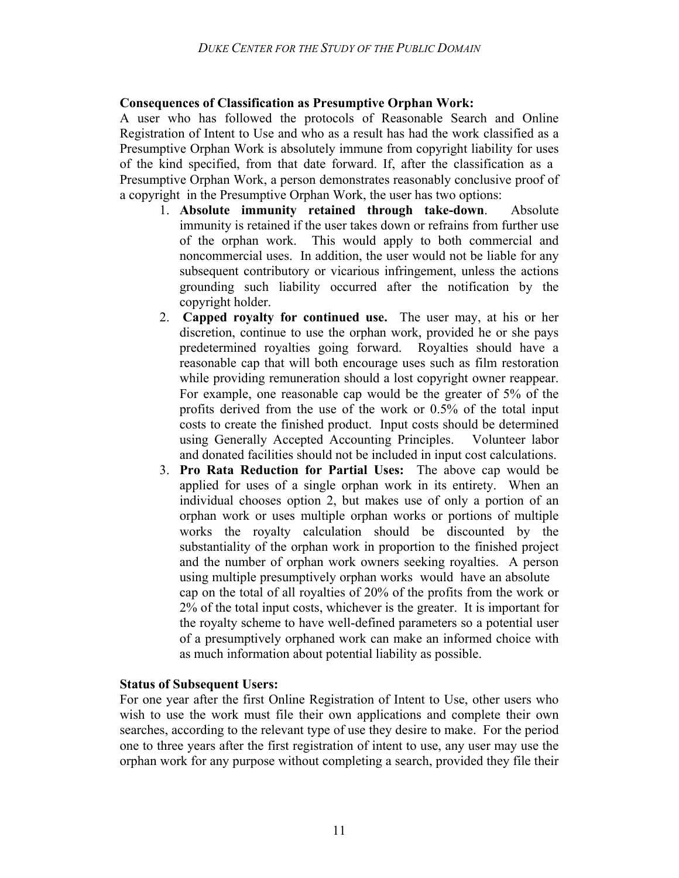**Consequences of Classification as Presumptive Orphan Work:**
A user who has followed the protocols of Reasonable Search and Online Registration of Intent to Use and who as a result has had the work classified as a Presumptive Orphan Work is absolutely immune from copyright liability for uses of the kind specified, from that date forward. If, after the classification as a Presumptive Orphan Work, a person demonstrates reasonably conclusive proof of a copyright in the Presumptive Orphan Work, the user has two options:

1. **Absolute immunity retained through take-down**. Absolute immunity is retained if the user takes down or refrains from further use of the orphan work. This would apply to both commercial and noncommercial uses. In addition, the user would not be liable for any subsequent contributory or vicarious infringement, unless the actions grounding such liability occurred after the notification by the copyright holder.
2. **Capped royalty for continued use.** The user may, at his or her discretion, continue to use the orphan work, provided he or she pays predetermined royalties going forward. Royalties should have a reasonable cap that will both encourage uses such as film restoration while providing remuneration should a lost copyright owner reappear. For example, one reasonable cap would be the greater of 5% of the profits derived from the use of the work or 0.5% of the total input costs to create the finished product. Input costs should be determined using Generally Accepted Accounting Principles. Volunteer labor and donated facilities should not be included in input cost calculations.
3. **Pro Rata Reduction for Partial Uses:** The above cap would be applied for uses of a single orphan work in its entirety. When an individual chooses option 2, but makes use of only a portion of an orphan work or uses multiple orphan works or portions of multiple works the royalty calculation should be discounted by the substantiality of the orphan work in proportion to the finished project and the number of orphan work owners seeking royalties. A person using multiple presumptively orphan works would have an absolute cap on the total of all royalties of 20% of the profits from the work or 2% of the total input costs, whichever is the greater. It is important for the royalty scheme to have well-defined parameters so a potential user of a presumptively orphaned work can make an informed choice with as much information about potential liability as possible.

**Status of Subsequent Users:**
For one year after the first Online Registration of Intent to Use, other users who wish to use the work must file their own applications and complete their own searches, according to the relevant type of use they desire to make. For the period one to three years after the first registration of intent to use, any user may use the orphan work for any purpose without completing a search, provided they file their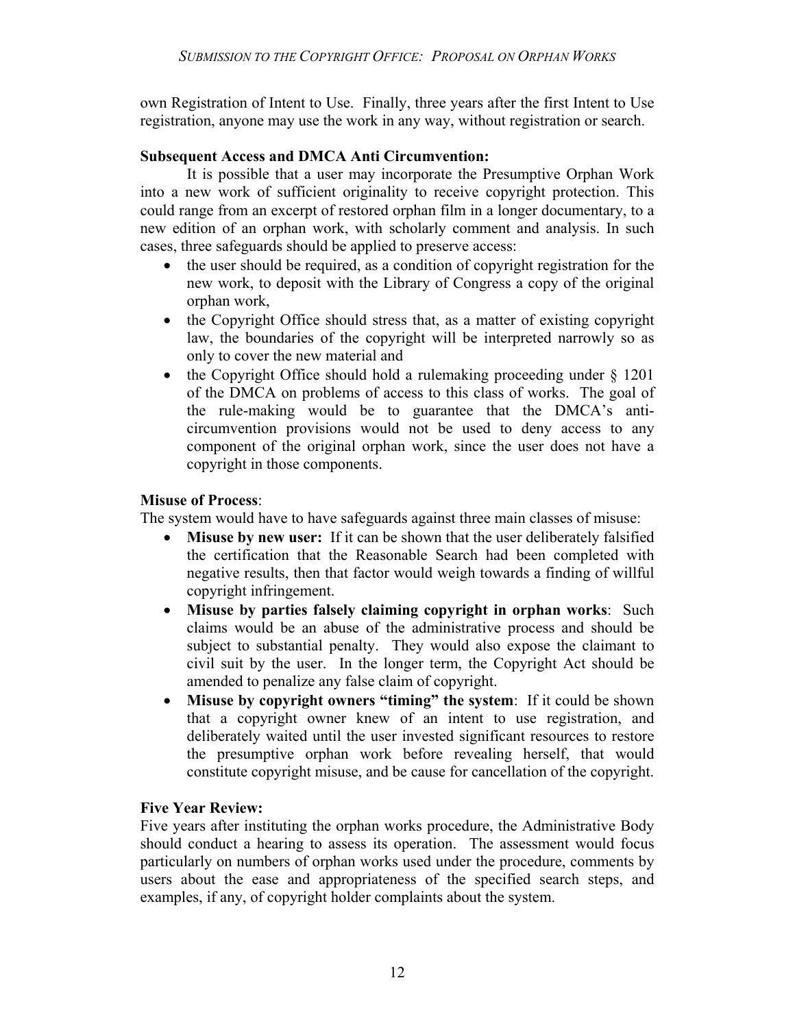own Registration of Intent to Use. Finally, three years after the first Intent to Use registration, anyone may use the work in any way, without registration or search.

**Subsequent Access and DMCA Anti Circumvention:**

It is possible that a user may incorporate the Presumptive Orphan Work into a new work of sufficient originality to receive copyright protection. This could range from an excerpt of restored orphan film in a longer documentary, to a new edition of an orphan work, with scholarly comment and analysis. In such cases, three safeguards should be applied to preserve access:

- the user should be required, as a condition of copyright registration for the new work, to deposit with the Library of Congress a copy of the original orphan work,
- the Copyright Office should stress that, as a matter of existing copyright law, the boundaries of the copyright will be interpreted narrowly so as only to cover the new material and
- the Copyright Office should hold a rulemaking proceeding under § 1201 of the DMCA on problems of access to this class of works. The goal of the rule-making would be to guarantee that the DMCA's anti-circumvention provisions would not be used to deny access to any component of the original orphan work, since the user does not have a copyright in those components.

**Misuse of Process**:

The system would have to have safeguards against three main classes of misuse:

- **Misuse by new user:** If it can be shown that the user deliberately falsified the certification that the Reasonable Search had been completed with negative results, then that factor would weigh towards a finding of willful copyright infringement.
- **Misuse by parties falsely claiming copyright in orphan works**: Such claims would be an abuse of the administrative process and should be subject to substantial penalty. They would also expose the claimant to civil suit by the user. In the longer term, the Copyright Act should be amended to penalize any false claim of copyright.
- **Misuse by copyright owners "timing" the system**: If it could be shown that a copyright owner knew of an intent to use registration, and deliberately waited until the user invested significant resources to restore the presumptive orphan work before revealing herself, that would constitute copyright misuse, and be cause for cancellation of the copyright.

**Five Year Review:**

Five years after instituting the orphan works procedure, the Administrative Body should conduct a hearing to assess its operation. The assessment would focus particularly on numbers of orphan works used under the procedure, comments by users about the ease and appropriateness of the specified search steps, and examples, if any, of copyright holder complaints about the system.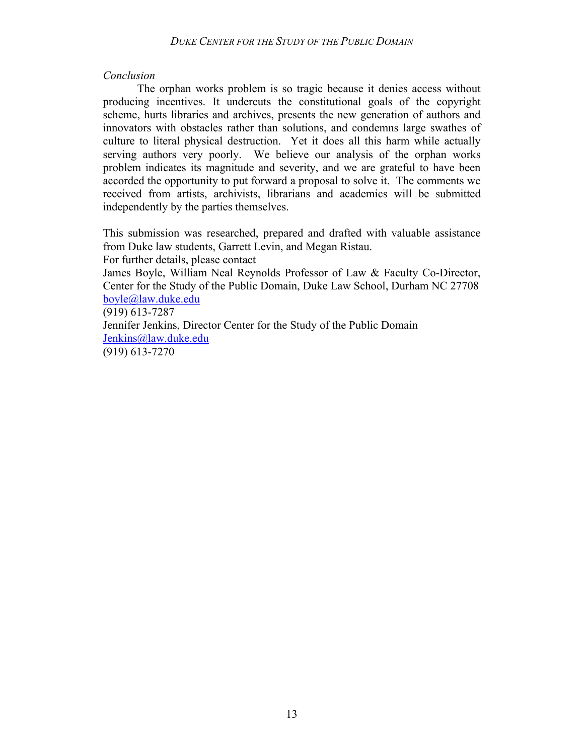*Conclusion*

The orphan works problem is so tragic because it denies access without producing incentives. It undercuts the constitutional goals of the copyright scheme, hurts libraries and archives, presents the new generation of authors and innovators with obstacles rather than solutions, and condemns large swathes of culture to literal physical destruction. Yet it does all this harm while actually serving authors very poorly. We believe our analysis of the orphan works problem indicates its magnitude and severity, and we are grateful to have been accorded the opportunity to put forward a proposal to solve it. The comments we received from artists, archivists, librarians and academics will be submitted independently by the parties themselves.

This submission was researched, prepared and drafted with valuable assistance from Duke law students, Garrett Levin, and Megan Ristau.

For further details, please contact

James Boyle, William Neal Reynolds Professor of Law & Faculty Co-Director, Center for the Study of the Public Domain, Duke Law School, Durham NC 27708
boyle@law.duke.edu
(919) 613-7287

Jennifer Jenkins, Director Center for the Study of the Public Domain
Jenkins@law.duke.edu
(919) 613-7270